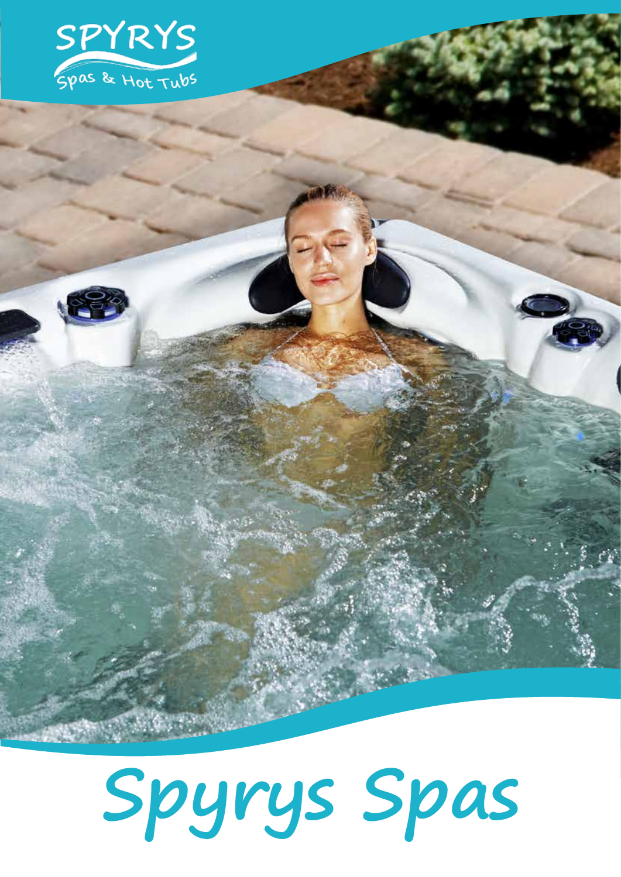SPYRYS

Spas & Hot Tubs

# Spyrys Spas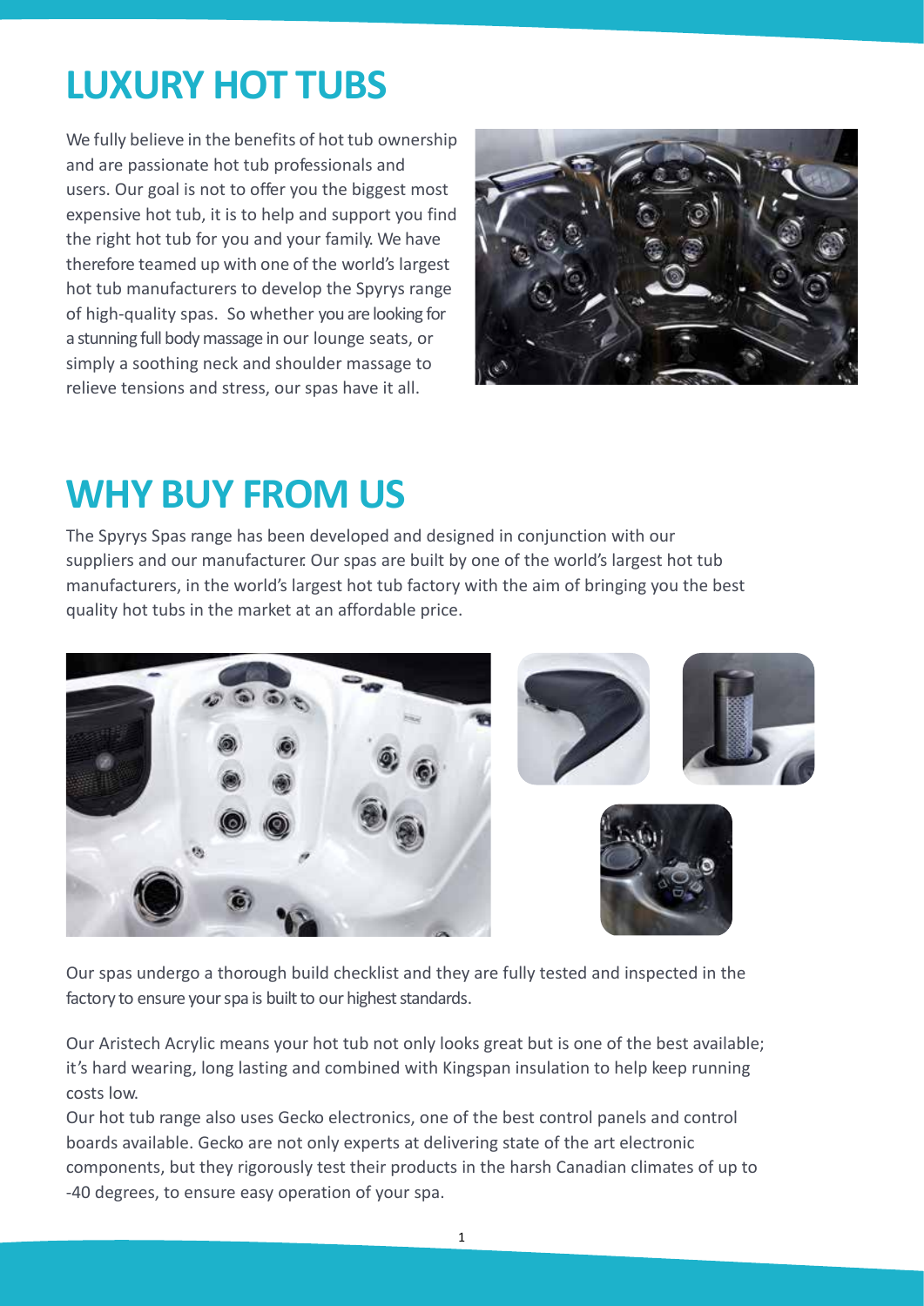# LUXURY HOT TUBS

We fully believe in the benefits of hot tub ownership and are passionate hot tub professionals and users. Our goal is not to offer you the biggest most expensive hot tub, it is to help and support you find the right hot tub for you and your family. We have therefore teamed up with one of the world's largest hot tub manufacturers to develop the Spyrys range of high-quality spas. So whether you are looking for a stunning full body massage in our lounge seats, or simply a soothing neck and shoulder massage to relieve tensions and stress, our spas have it all.

# WHY BUY FROM US

The Spyrys Spas range has been developed and designed in conjunction with our suppliers and our manufacturer. Our spas are built by one of the world's largest hot tub manufacturers, in the world's largest hot tub factory with the aim of bringing you the best quality hot tubs in the market at an affordable price.

Our spas undergo a thorough build checklist and they are fully tested and inspected in the factory to ensure your spa is built to our highest standards.

Our Aristech Acrylic means your hot tub not only looks great but is one of the best available; it's hard wearing, long lasting and combined with Kingspan insulation to help keep running costs low.

Our hot tub range also uses Gecko electronics, one of the best control panels and control boards available. Gecko are not only experts at delivering state of the art electronic components, but they rigorously test their products in the harsh Canadian climates of up to -40 degrees, to ensure easy operation of your spa.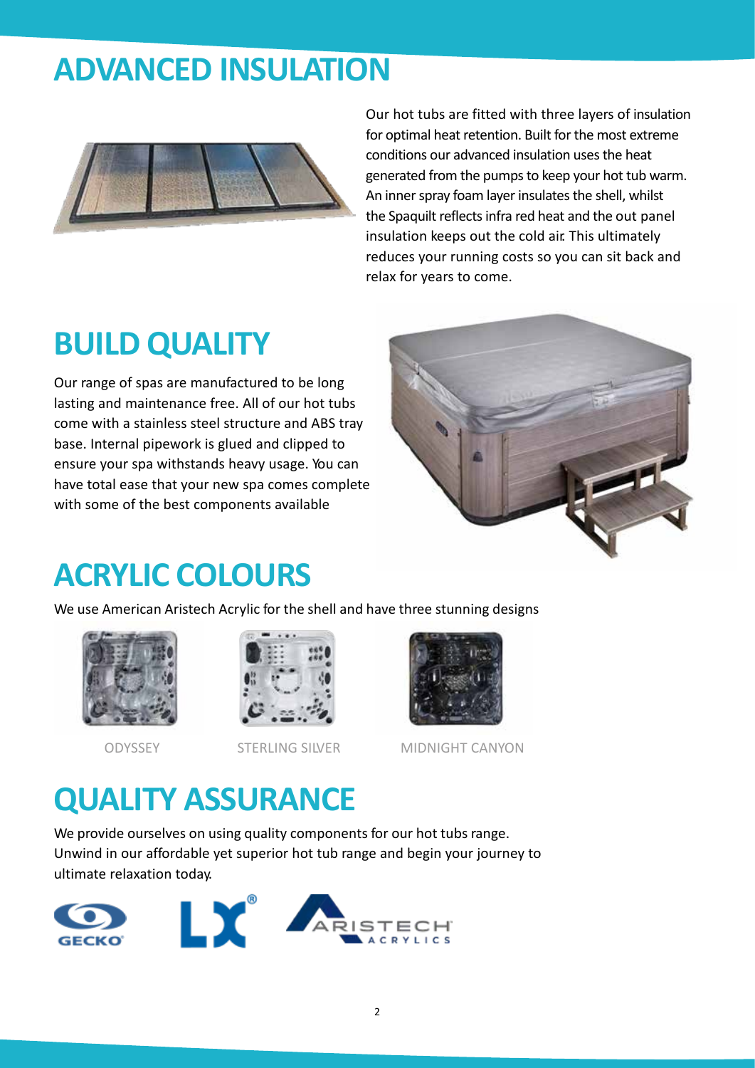## ADVANCED INSULATION

Our hot tubs are fitted with three layers of insulation for optimal heat retention. Built for the most extreme conditions our advanced insulation uses the heat generated from the pumps to keep your hot tub warm. An inner spray foam layer insulates the shell, whilst the Spaquilt reflects infra red heat and the out panel insulation keeps out the cold air. This ultimately reduces your running costs so you can sit back and relax for years to come.

## BUILD QUALITY

Our range of spas are manufactured to be long lasting and maintenance free. All of our hot tubs come with a stainless steel structure and ABS tray base. Internal pipework is glued and clipped to ensure your spa withstands heavy usage. You can have total ease that your new spa comes complete with some of the best components available

## ACRYLIC COLOURS

We use American Aristech Acrylic for the shell and have three stunning designs

ODYSSEY

STERLING SILVER

MIDNIGHT CANYON

## QUALITY ASSURANCE

We provide ourselves on using quality components for our hot tubs range. Unwind in our affordable yet superior hot tub range and begin your journey to ultimate relaxation today.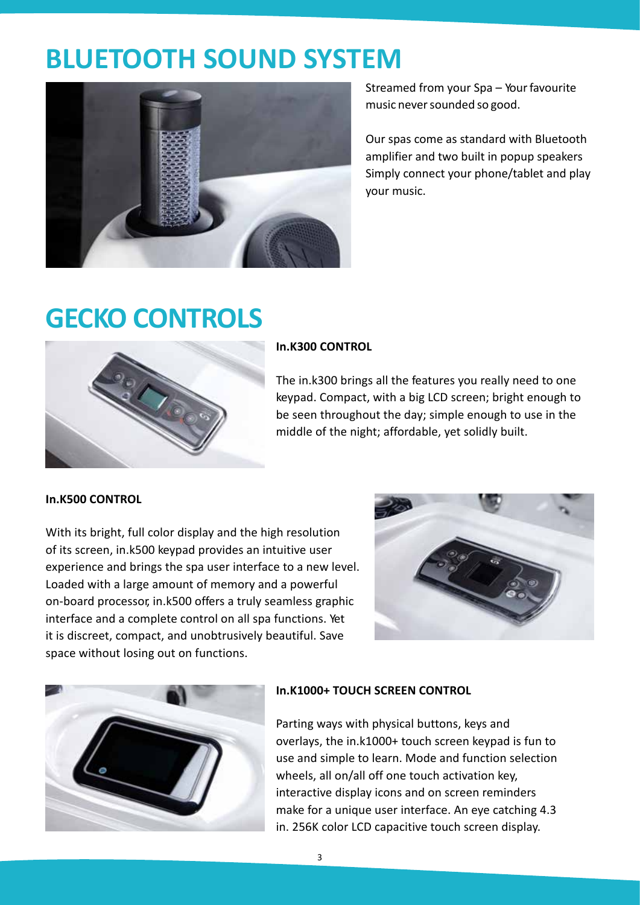# BLUETOOTH SOUND SYSTEM

Streamed from your Spa – Your favourite music never sounded so good.

Our spas come as standard with Bluetooth amplifier and two built in popup speakers Simply connect your phone/tablet and play your music.

# GECKO CONTROLS

**In.K300 CONTROL**

The in.k300 brings all the features you really need to one keypad. Compact, with a big LCD screen; bright enough to be seen throughout the day; simple enough to use in the middle of the night; affordable, yet solidly built.

**In.K500 CONTROL**

With its bright, full color display and the high resolution of its screen, in.k500 keypad provides an intuitive user experience and brings the spa user interface to a new level. Loaded with a large amount of memory and a powerful on-board processor, in.k500 offers a truly seamless graphic interface and a complete control on all spa functions. Yet it is discreet, compact, and unobtrusively beautiful. Save space without losing out on functions.

**In.K1000+ TOUCH SCREEN CONTROL**

Parting ways with physical buttons, keys and overlays, the in.k1000+ touch screen keypad is fun to use and simple to learn. Mode and function selection wheels, all on/all off one touch activation key, interactive display icons and on screen reminders make for a unique user interface. An eye catching 4.3 in. 256K color LCD capacitive touch screen display.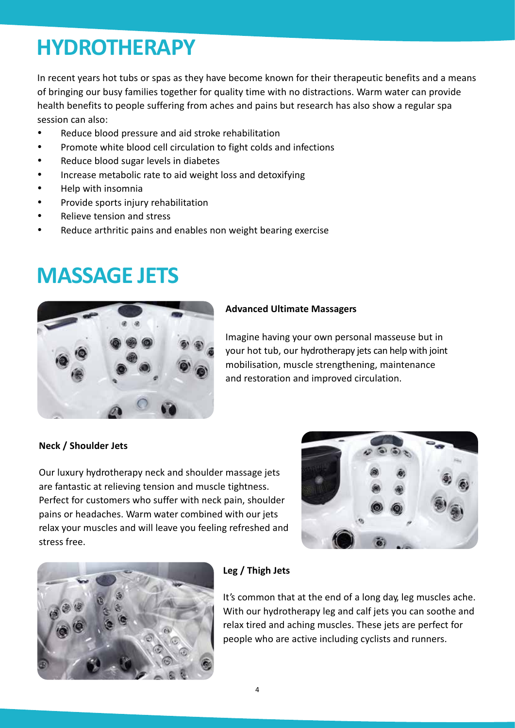# HYDROTHERAPY

In recent years hot tubs or spas as they have become known for their therapeutic benefits and a means of bringing our busy families together for quality time with no distractions. Warm water can provide health benefits to people suffering from aches and pains but research has also show a regular spa session can also:

- Reduce blood pressure and aid stroke rehabilitation
- Promote white blood cell circulation to fight colds and infections
- Reduce blood sugar levels in diabetes
- Increase metabolic rate to aid weight loss and detoxifying
- Help with insomnia
- Provide sports injury rehabilitation
- Relieve tension and stress
- Reduce arthritic pains and enables non weight bearing exercise

# MASSAGE JETS

**Advanced Ultimate Massagers**

Imagine having your own personal masseuse but in your hot tub, our hydrotherapy jets can help with joint mobilisation, muscle strengthening, maintenance and restoration and improved circulation.

**Neck / Shoulder Jets**

Our luxury hydrotherapy neck and shoulder massage jets are fantastic at relieving tension and muscle tightness. Perfect for customers who suffer with neck pain, shoulder pains or headaches. Warm water combined with our jets relax your muscles and will leave you feeling refreshed and stress free.

**Leg / Thigh Jets**

It's common that at the end of a long day, leg muscles ache. With our hydrotherapy leg and calf jets you can soothe and relax tired and aching muscles. These jets are perfect for people who are active including cyclists and runners.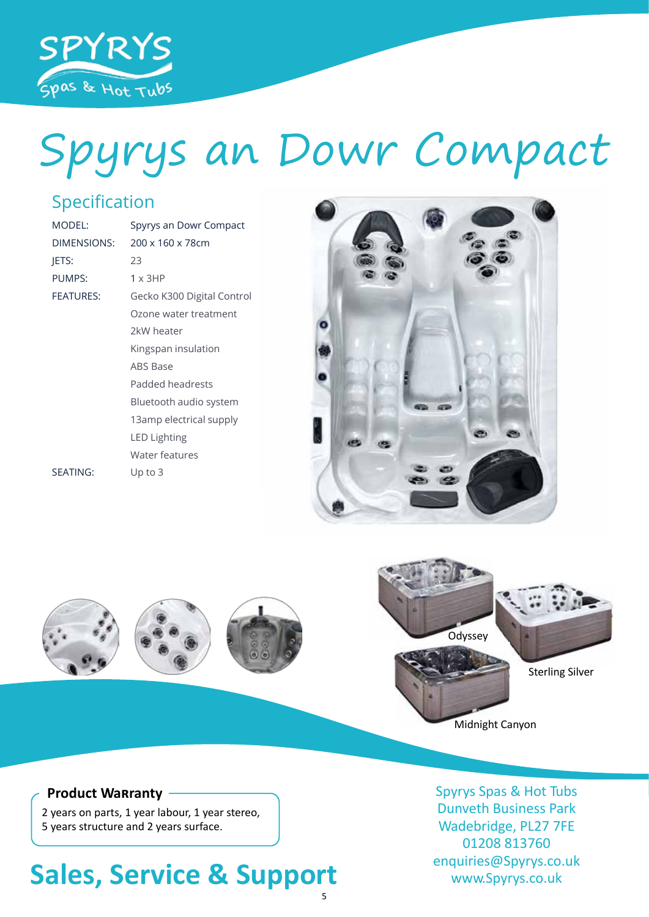# Spyrys an Dowr Compact

## Specification

| | |
|---|---|
| MODEL: | Spyrys an Dowr Compact |
| DIMENSIONS: | 200 x 160 x 78cm |
| JETS: | 23 |
| PUMPS: | 1 x 3HP |
| FEATURES: | Gecko K300 Digital Control |
| | Ozone water treatment |
| | 2kW heater |
| | Kingspan insulation |
| | ABS Base |
| | Padded headrests |
| | Bluetooth audio system |
| | 13amp electrical supply |
| | LED Lighting |
| | Water features |
| SEATING: | Up to 3 |

Odyssey

Sterling Silver

Midnight Canyon

**Product Warranty**

2 years on parts, 1 year labour, 1 year stereo, 5 years structure and 2 years surface.

## Sales, Service & Support

Spyrys Spas & Hot Tubs
Dunveth Business Park
Wadebridge, PL27 7FE
01208 813760
enquiries@Spyrys.co.uk
www.Spyrys.co.uk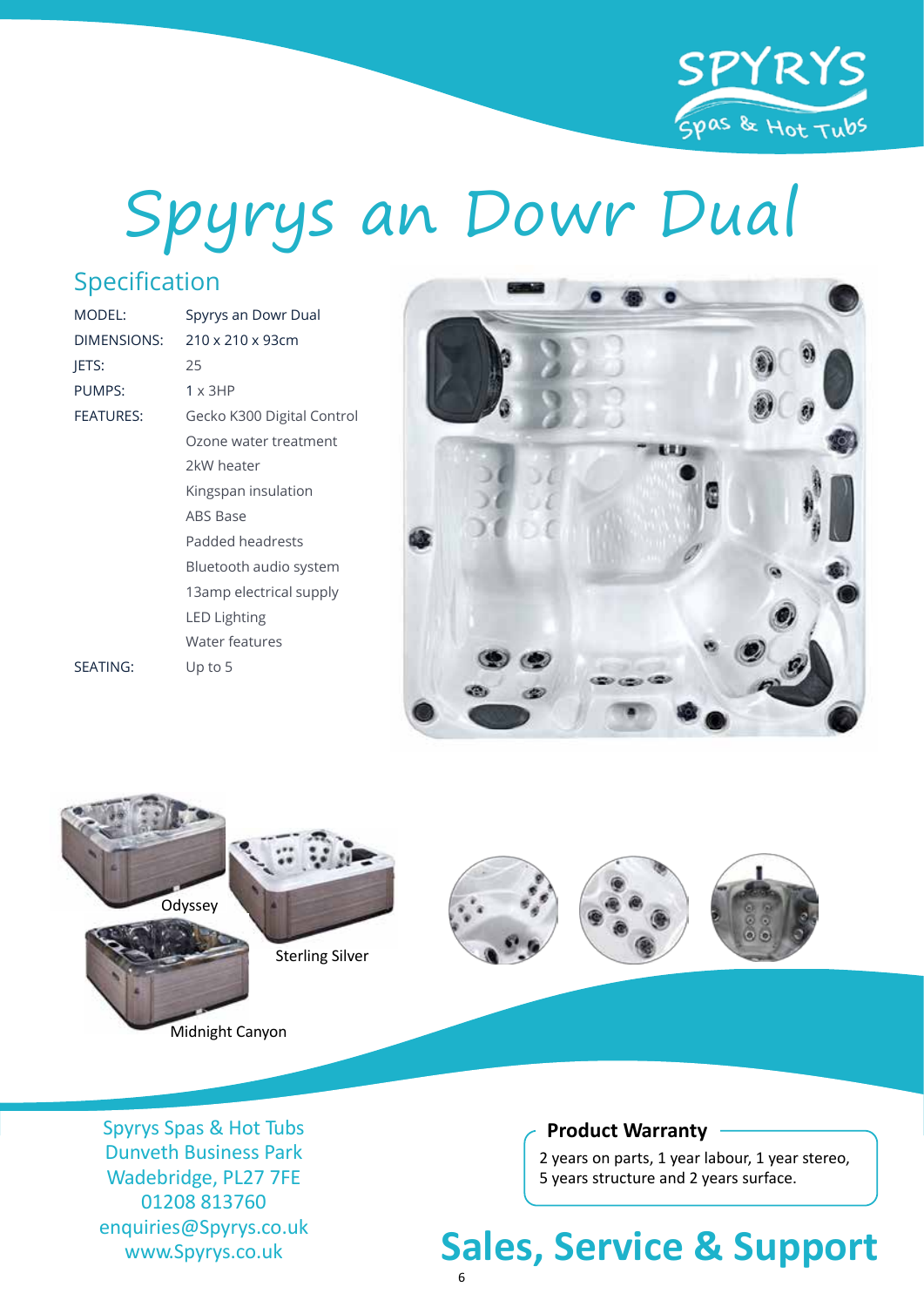# Spyrys an Dowr Dual

## Specification

| | |
|---|---|
| MODEL: | Spyrys an Dowr Dual |
| DIMENSIONS: | 210 x 210 x 93cm |
| JETS: | 25 |
| PUMPS: | 1 x 3HP |
| FEATURES: | Gecko K300 Digital Control |
| | Ozone water treatment |
| | 2kW heater |
| | Kingspan insulation |
| | ABS Base |
| | Padded headrests |
| | Bluetooth audio system |
| | 13amp electrical supply |
| | LED Lighting |
| | Water features |
| SEATING: | Up to 5 |

Odyssey

Sterling Silver

Midnight Canyon

Spyrys Spas & Hot Tubs
Dunveth Business Park
Wadebridge, PL27 7FE
01208 813760
enquiries@Spyrys.co.uk
www.Spyrys.co.uk

**Product Warranty**

2 years on parts, 1 year labour, 1 year stereo,
5 years structure and 2 years surface.

## Sales, Service & Support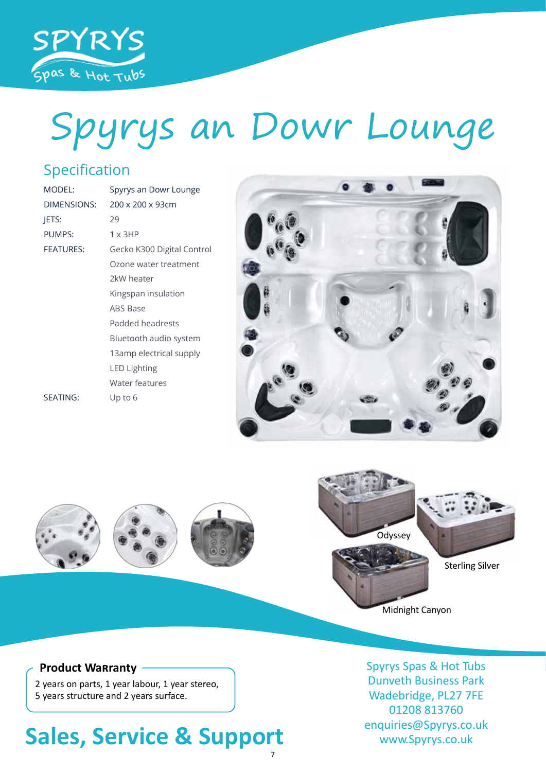# Spyrys an Dowr Lounge

## Specification

| | |
|---|---|
| MODEL: | Spyrys an Dowr Lounge |
| DIMENSIONS: | 200 x 200 x 93cm |
| JETS: | 29 |
| PUMPS: | 1 x 3HP |
| FEATURES: | Gecko K300 Digital Control |
| | Ozone water treatment |
| | 2kW heater |
| | Kingspan insulation |
| | ABS Base |
| | Padded headrests |
| | Bluetooth audio system |
| | 13amp electrical supply |
| | LED Lighting |
| | Water features |
| SEATING: | Up to 6 |

Odyssey

Sterling Silver

Midnight Canyon

**Product Warranty**

2 years on parts, 1 year labour, 1 year stereo, 5 years structure and 2 years surface.

## Sales, Service & Support

Spyrys Spas & Hot Tubs
Dunveth Business Park
Wadebridge, PL27 7FE
01208 813760
enquiries@Spyrys.co.uk
www.Spyrys.co.uk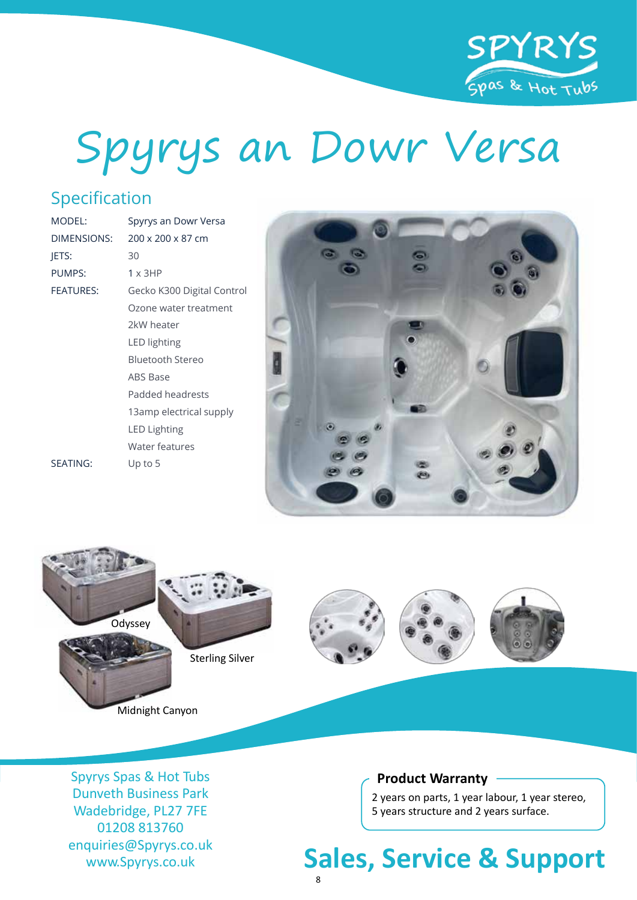# Spyrys an Dowr Versa

## Specification

| | |
|---|---|
| MODEL: | Spyrys an Dowr Versa |
| DIMENSIONS: | 200 x 200 x 87 cm |
| JETS: | 30 |
| PUMPS: | 1 x 3HP |
| FEATURES: | Gecko K300 Digital Control |
| | Ozone water treatment |
| | 2kW heater |
| | LED lighting |
| | Bluetooth Stereo |
| | ABS Base |
| | Padded headrests |
| | 13amp electrical supply |
| | LED Lighting |
| | Water features |
| SEATING: | Up to 5 |

Odyssey

Sterling Silver

Midnight Canyon

Spyrys Spas & Hot Tubs
Dunveth Business Park
Wadebridge, PL27 7FE
01208 813760
enquiries@Spyrys.co.uk
www.Spyrys.co.uk

**Product Warranty**

2 years on parts, 1 year labour, 1 year stereo, 5 years structure and 2 years surface.

## Sales, Service & Support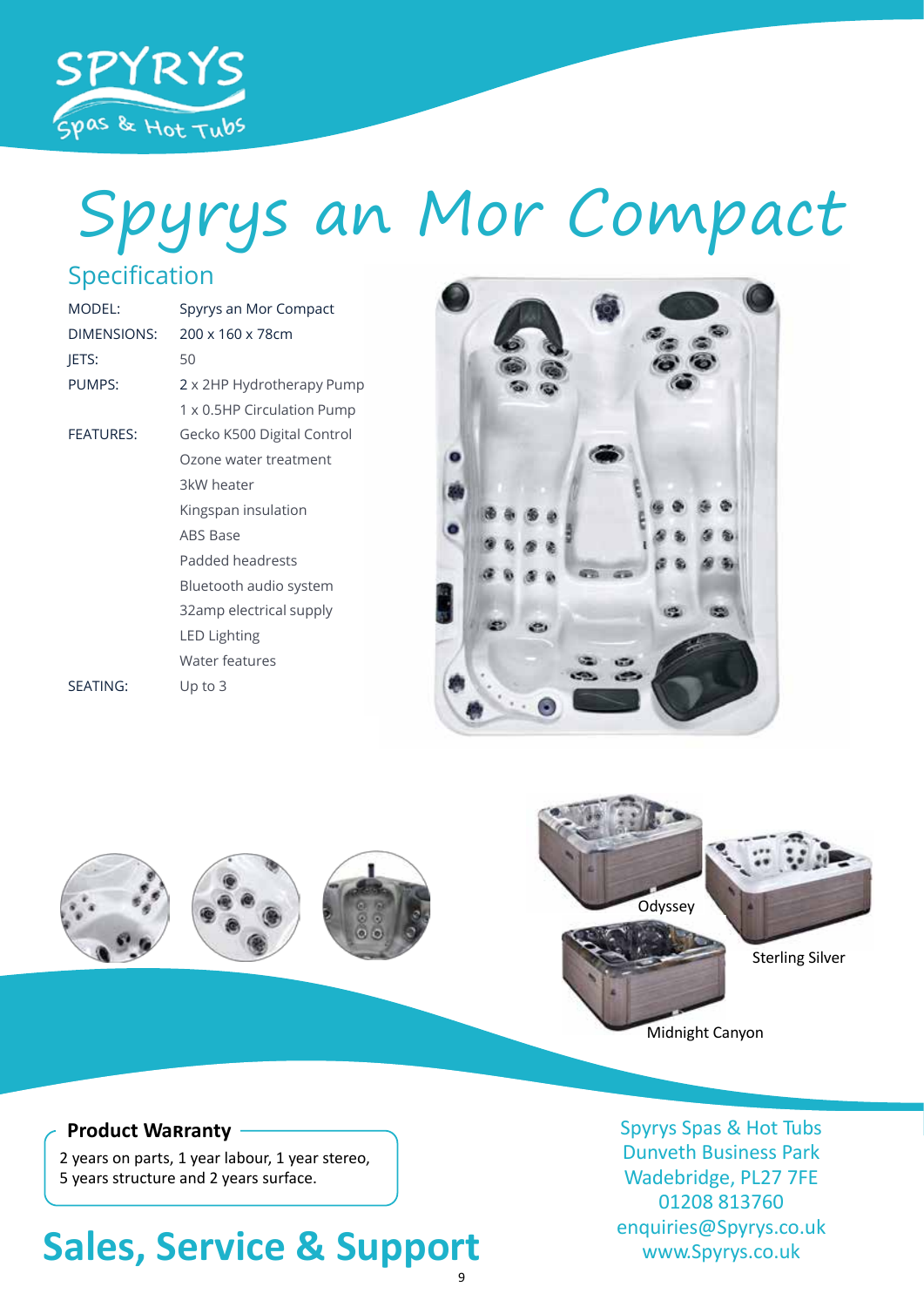# Spyrys an Mor Compact

## Specification

| | |
|---|---|
| MODEL: | Spyrys an Mor Compact |
| DIMENSIONS: | 200 x 160 x 78cm |
| JETS: | 50 |
| PUMPS: | 2 x 2HP Hydrotherapy Pump |
| | 1 x 0.5HP Circulation Pump |
| FEATURES: | Gecko K500 Digital Control |
| | Ozone water treatment |
| | 3kW heater |
| | Kingspan insulation |
| | ABS Base |
| | Padded headrests |
| | Bluetooth audio system |
| | 32amp electrical supply |
| | LED Lighting |
| | Water features |
| SEATING: | Up to 3 |

Odyssey

Sterling Silver

Midnight Canyon

**Product Warranty**

2 years on parts, 1 year labour, 1 year stereo, 5 years structure and 2 years surface.

## Sales, Service & Support

Spyrys Spas & Hot Tubs
Dunveth Business Park
Wadebridge, PL27 7FE
01208 813760
enquiries@Spyrys.co.uk
www.Spyrys.co.uk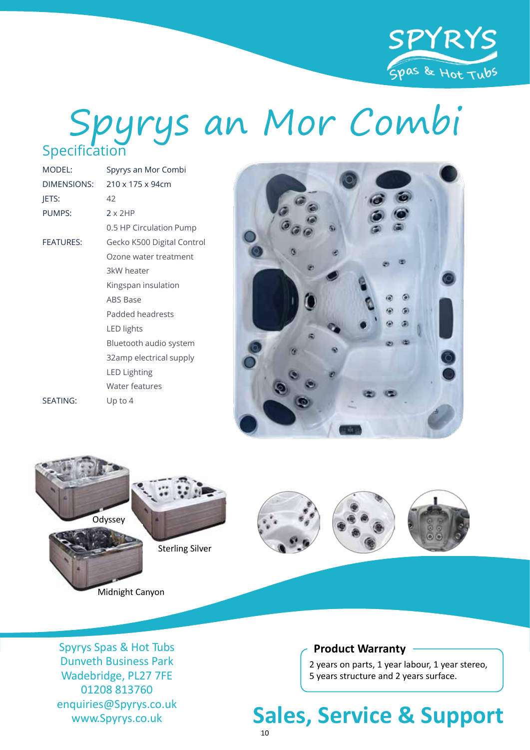# Spyrys an Mor Combi

## Specification

| | |
|---|---|
| MODEL: | Spyrys an Mor Combi |
| DIMENSIONS: | 210 x 175 x 94cm |
| JETS: | 42 |
| PUMPS: | 2 x 2HP |
| | 0.5 HP Circulation Pump |
| FEATURES: | Gecko K500 Digital Control |
| | Ozone water treatment |
| | 3kW heater |
| | Kingspan insulation |
| | ABS Base |
| | Padded headrests |
| | LED lights |
| | Bluetooth audio system |
| | 32amp electrical supply |
| | LED Lighting |
| | Water features |
| SEATING: | Up to 4 |

Odyssey

Sterling Silver

Midnight Canyon

Spyrys Spas & Hot Tubs
Dunveth Business Park
Wadebridge, PL27 7FE
01208 813760
enquiries@Spyrys.co.uk
www.Spyrys.co.uk

**Product Warranty**

2 years on parts, 1 year labour, 1 year stereo, 5 years structure and 2 years surface.

## Sales, Service & Support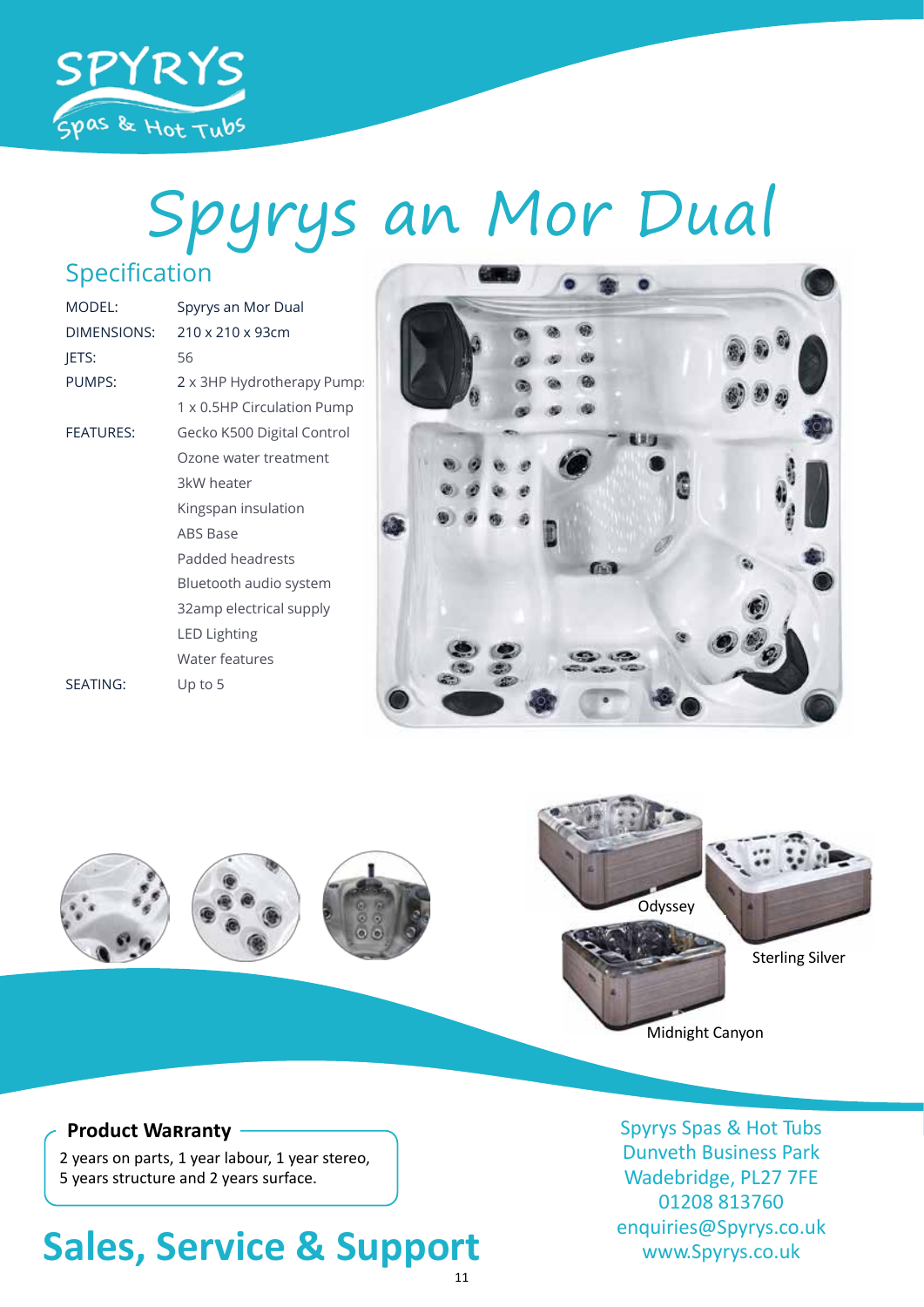# Spyrys an Mor Dual

## Specification

| | |
|---|---|
| MODEL: | Spyrys an Mor Dual |
| DIMENSIONS: | 210 x 210 x 93cm |
| JETS: | 56 |
| PUMPS: | 2 x 3HP Hydrotherapy Pumps |
| | 1 x 0.5HP Circulation Pump |
| FEATURES: | Gecko K500 Digital Control |
| | Ozone water treatment |
| | 3kW heater |
| | Kingspan insulation |
| | ABS Base |
| | Padded headrests |
| | Bluetooth audio system |
| | 32amp electrical supply |
| | LED Lighting |
| | Water features |
| SEATING: | Up to 5 |

Odyssey

Sterling Silver

Midnight Canyon

**Product Warranty**

2 years on parts, 1 year labour, 1 year stereo, 5 years structure and 2 years surface.

## Sales, Service & Support

Spyrys Spas & Hot Tubs
Dunveth Business Park
Wadebridge, PL27 7FE
01208 813760
enquiries@Spyrys.co.uk
www.Spyrys.co.uk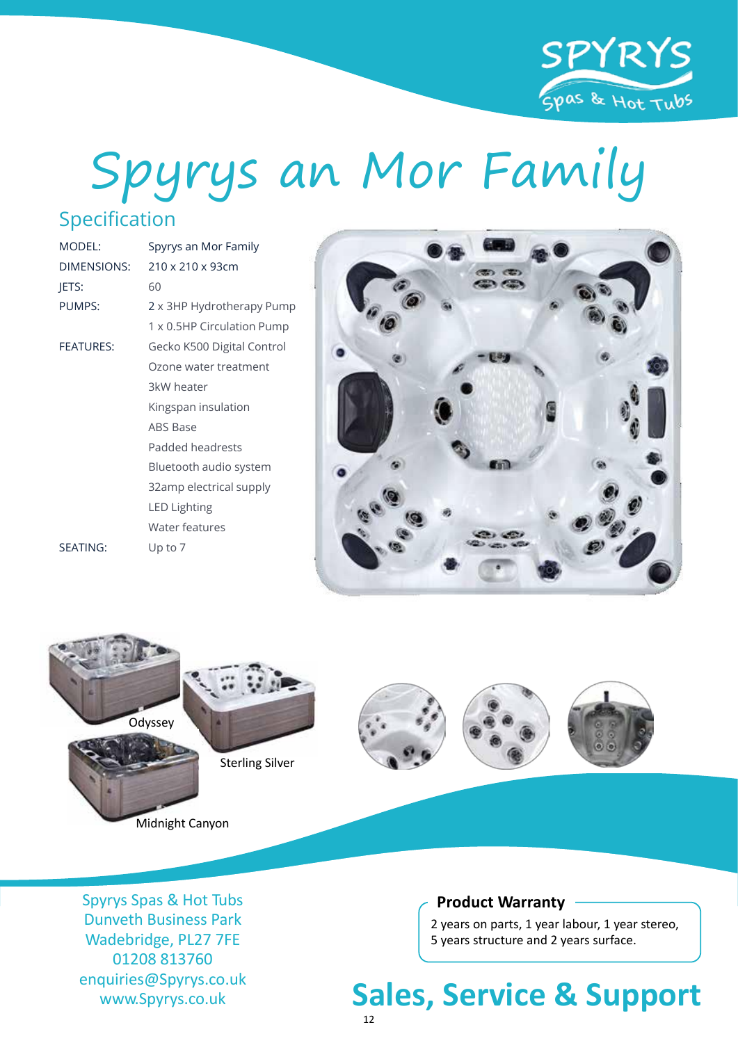# Spyrys an Mor Family

## Specification

| | |
|---|---|
| MODEL: | Spyrys an Mor Family |
| DIMENSIONS: | 210 x 210 x 93cm |
| JETS: | 60 |
| PUMPS: | 2 x 3HP Hydrotherapy Pump<br>1 x 0.5HP Circulation Pump |
| FEATURES: | Gecko K500 Digital Control<br>Ozone water treatment<br>3kW heater<br>Kingspan insulation<br>ABS Base<br>Padded headrests<br>Bluetooth audio system<br>32amp electrical supply<br>LED Lighting<br>Water features |
| SEATING: | Up to 7 |

Odyssey

Sterling Silver

Midnight Canyon

Spyrys Spas & Hot Tubs
Dunveth Business Park
Wadebridge, PL27 7FE
01208 813760
enquiries@Spyrys.co.uk
www.Spyrys.co.uk

**Product Warranty**

2 years on parts, 1 year labour, 1 year stereo, 5 years structure and 2 years surface.

## Sales, Service & Support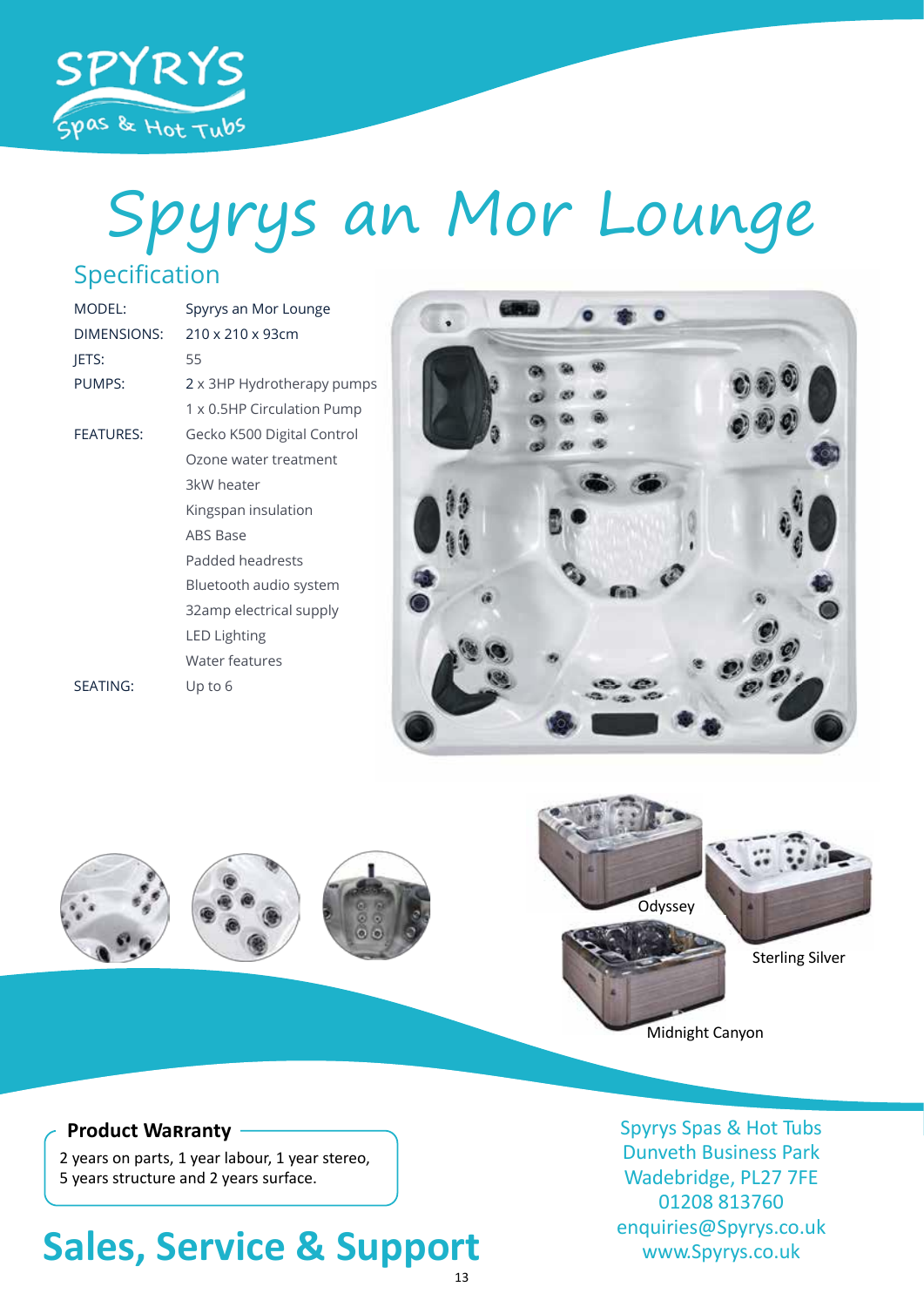# Spyrys an Mor Lounge

## Specification

| | |
|---|---|
| MODEL: | Spyrys an Mor Lounge |
| DIMENSIONS: | 210 x 210 x 93cm |
| JETS: | 55 |
| PUMPS: | 2 x 3HP Hydrotherapy pumps<br>1 x 0.5HP Circulation Pump |
| FEATURES: | Gecko K500 Digital Control<br>Ozone water treatment<br>3kW heater<br>Kingspan insulation<br>ABS Base<br>Padded headrests<br>Bluetooth audio system<br>32amp electrical supply<br>LED Lighting<br>Water features |
| SEATING: | Up to 6 |

Odyssey

Sterling Silver

Midnight Canyon

**Product Warranty**

2 years on parts, 1 year labour, 1 year stereo, 5 years structure and 2 years surface.

## Sales, Service & Support

Spyrys Spas & Hot Tubs
Dunveth Business Park
Wadebridge, PL27 7FE
01208 813760
enquiries@Spyrys.co.uk
www.Spyrys.co.uk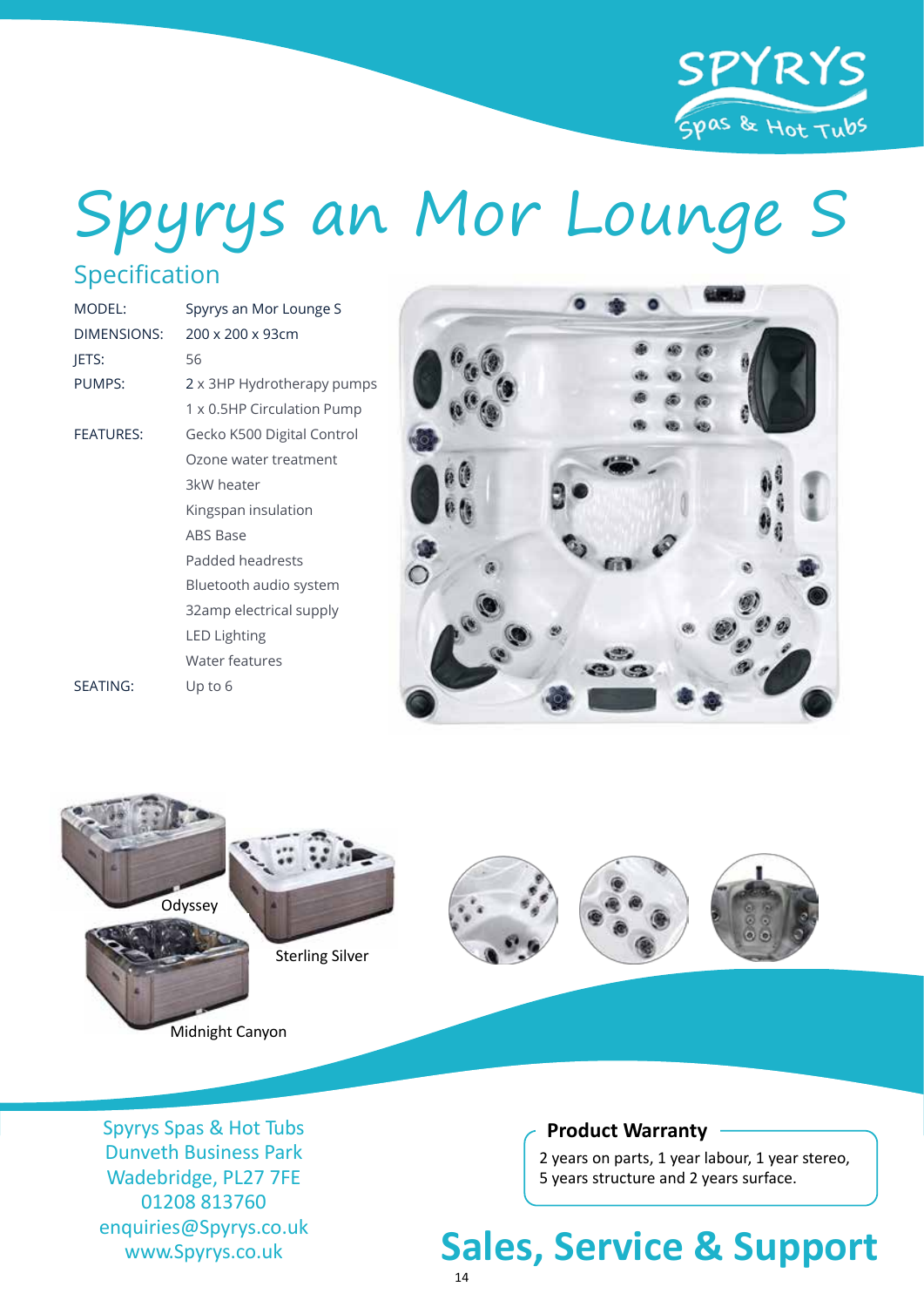# Spyrys an Mor Lounge S

## Specification

| | |
|---|---|
| MODEL: | Spyrys an Mor Lounge S |
| DIMENSIONS: | 200 x 200 x 93cm |
| JETS: | 56 |
| PUMPS: | 2 x 3HP Hydrotherapy pumps |
| | 1 x 0.5HP Circulation Pump |
| FEATURES: | Gecko K500 Digital Control |
| | Ozone water treatment |
| | 3kW heater |
| | Kingspan insulation |
| | ABS Base |
| | Padded headrests |
| | Bluetooth audio system |
| | 32amp electrical supply |
| | LED Lighting |
| | Water features |
| SEATING: | Up to 6 |

Odyssey

Sterling Silver

Midnight Canyon

Spyrys Spas & Hot Tubs
Dunveth Business Park
Wadebridge, PL27 7FE
01208 813760
enquiries@Spyrys.co.uk
www.Spyrys.co.uk

**Product Warranty**

2 years on parts, 1 year labour, 1 year stereo, 5 years structure and 2 years surface.

## Sales, Service & Support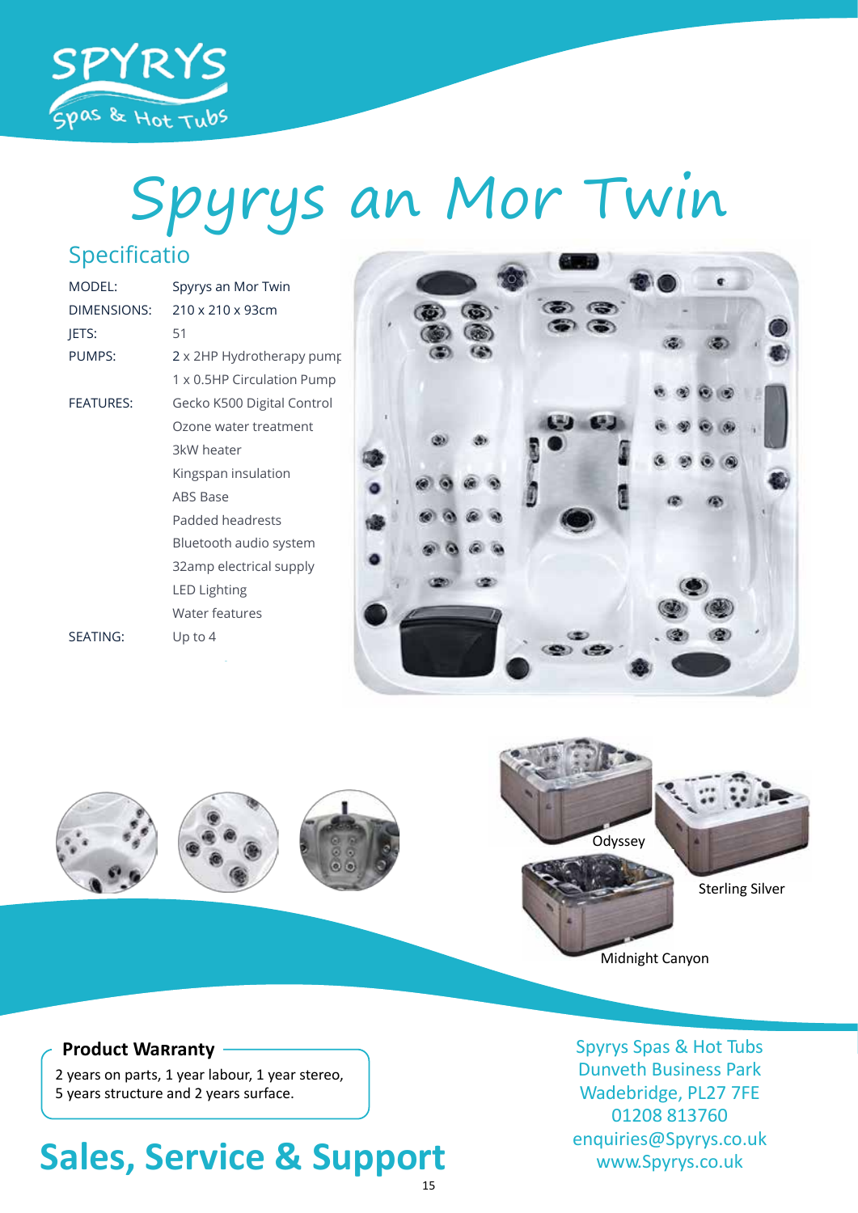# Spyrys an Mor Twin

## Specificatio

| | |
|---|---|
| MODEL: | Spyrys an Mor Twin |
| DIMENSIONS: | 210 x 210 x 93cm |
| JETS: | 51 |
| PUMPS: | 2 x 2HP Hydrotherapy pump<br>1 x 0.5HP Circulation Pump |
| FEATURES: | Gecko K500 Digital Control<br>Ozone water treatment<br>3kW heater<br>Kingspan insulation<br>ABS Base<br>Padded headrests<br>Bluetooth audio system<br>32amp electrical supply<br>LED Lighting<br>Water features |
| SEATING: | Up to 4 |

Odyssey

Sterling Silver

Midnight Canyon

**Product Warranty**

2 years on parts, 1 year labour, 1 year stereo, 5 years structure and 2 years surface.

## Sales, Service & Support

Spyrys Spas & Hot Tubs
Dunveth Business Park
Wadebridge, PL27 7FE
01208 813760
enquiries@Spyrys.co.uk
www.Spyrys.co.uk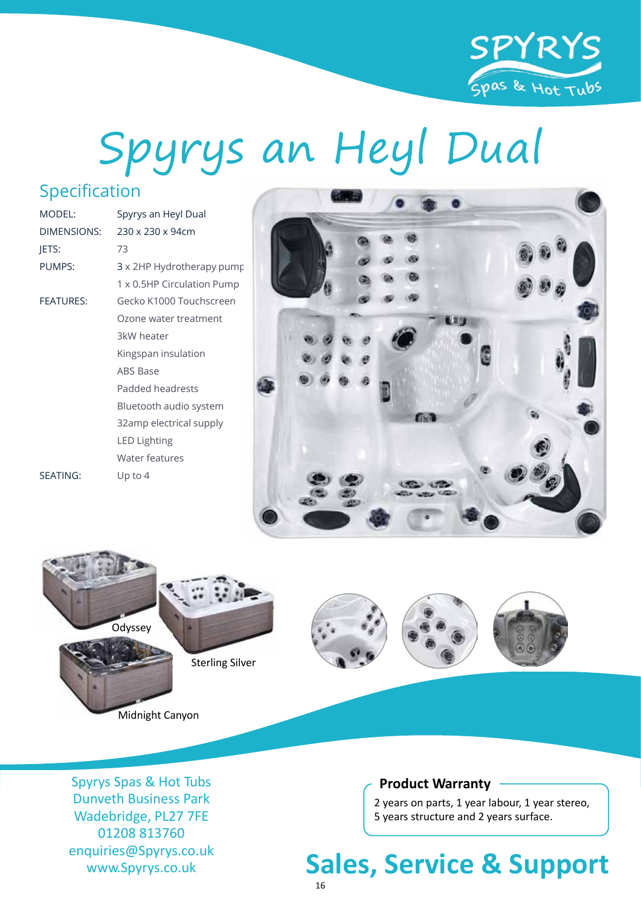# Spyrys an Heyl Dual

## Specification

| | |
|---|---|
| MODEL: | Spyrys an Heyl Dual |
| DIMENSIONS: | 230 x 230 x 94cm |
| JETS: | 73 |
| PUMPS: | 3 x 2HP Hydrotherapy pump |
| | 1 x 0.5HP Circulation Pump |
| FEATURES: | Gecko K1000 Touchscreen |
| | Ozone water treatment |
| | 3kW heater |
| | Kingspan insulation |
| | ABS Base |
| | Padded headrests |
| | Bluetooth audio system |
| | 32amp electrical supply |
| | LED Lighting |
| | Water features |
| SEATING: | Up to 4 |

Odyssey

Sterling Silver

Midnight Canyon

Spyrys Spas & Hot Tubs
Dunveth Business Park
Wadebridge, PL27 7FE
01208 813760
enquiries@Spyrys.co.uk
www.Spyrys.co.uk

**Product Warranty**

2 years on parts, 1 year labour, 1 year stereo, 5 years structure and 2 years surface.

## Sales, Service & Support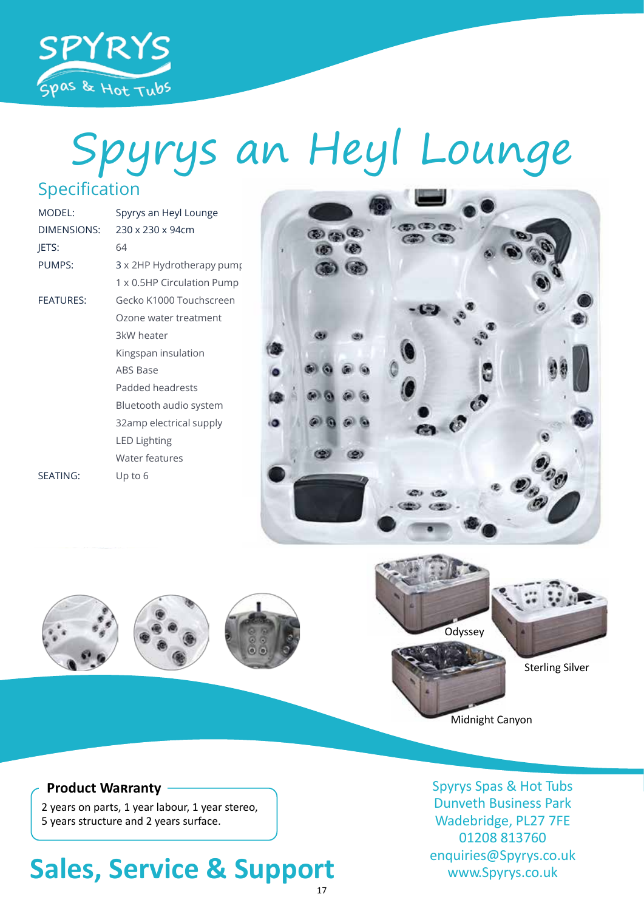# Spyrys an Heyl Lounge

## Specification

| | |
|---|---|
| MODEL: | Spyrys an Heyl Lounge |
| DIMENSIONS: | 230 x 230 x 94cm |
| JETS: | 64 |
| PUMPS: | 3 x 2HP Hydrotherapy pump |
| | 1 x 0.5HP Circulation Pump |
| FEATURES: | Gecko K1000 Touchscreen |
| | Ozone water treatment |
| | 3kW heater |
| | Kingspan insulation |
| | ABS Base |
| | Padded headrests |
| | Bluetooth audio system |
| | 32amp electrical supply |
| | LED Lighting |
| | Water features |
| SEATING: | Up to 6 |

Odyssey

Sterling Silver

Midnight Canyon

**Product Warranty**

2 years on parts, 1 year labour, 1 year stereo, 5 years structure and 2 years surface.

## Sales, Service & Support

Spyrys Spas & Hot Tubs
Dunveth Business Park
Wadebridge, PL27 7FE
01208 813760
enquiries@Spyrys.co.uk
www.Spyrys.co.uk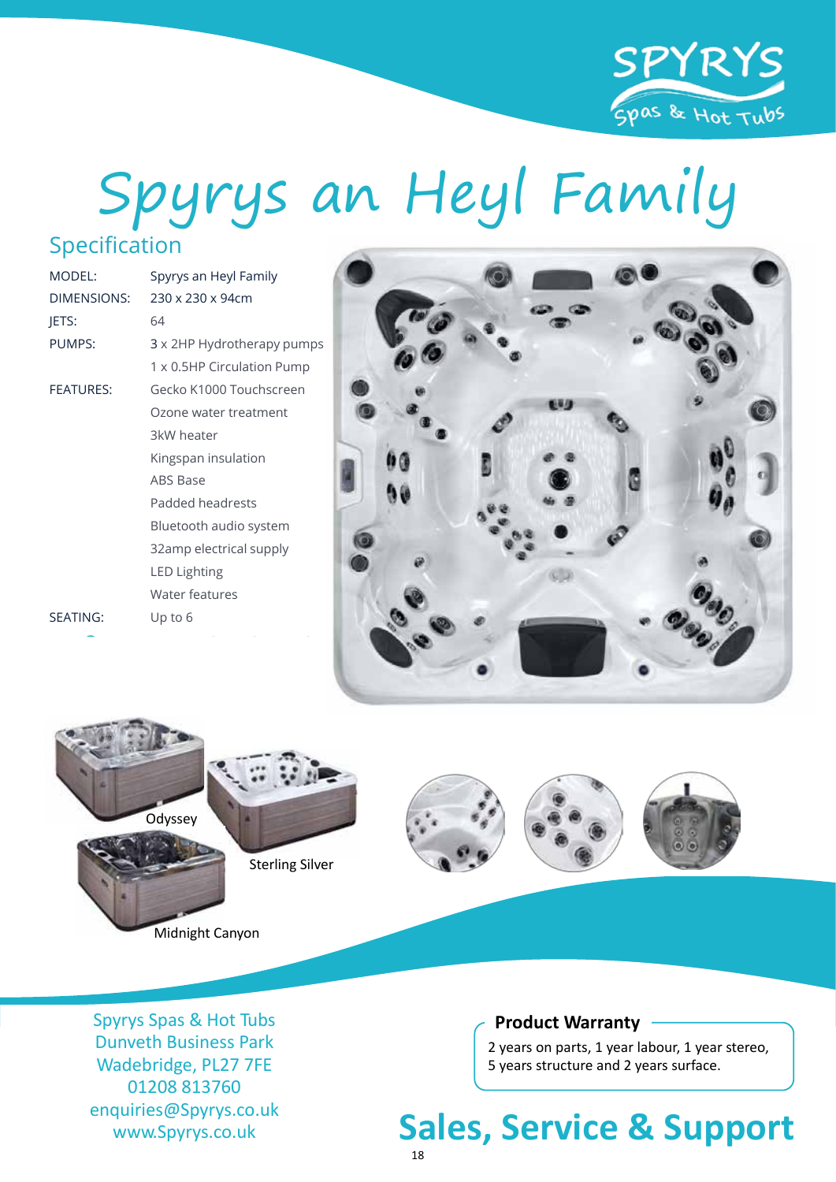# Spyrys an Heyl Family

## Specification

| | |
|---|---|
| MODEL: | Spyrys an Heyl Family |
| DIMENSIONS: | 230 x 230 x 94cm |
| JETS: | 64 |
| PUMPS: | 3 x 2HP Hydrotherapy pumps<br>1 x 0.5HP Circulation Pump |
| FEATURES: | Gecko K1000 Touchscreen<br>Ozone water treatment<br>3kW heater<br>Kingspan insulation<br>ABS Base<br>Padded headrests<br>Bluetooth audio system<br>32amp electrical supply<br>LED Lighting<br>Water features |
| SEATING: | Up to 6 |

Odyssey

Sterling Silver

Midnight Canyon

Spyrys Spas & Hot Tubs
Dunveth Business Park
Wadebridge, PL27 7FE
01208 813760
enquiries@Spyrys.co.uk
www.Spyrys.co.uk

**Product Warranty**

2 years on parts, 1 year labour, 1 year stereo, 5 years structure and 2 years surface.

## Sales, Service & Support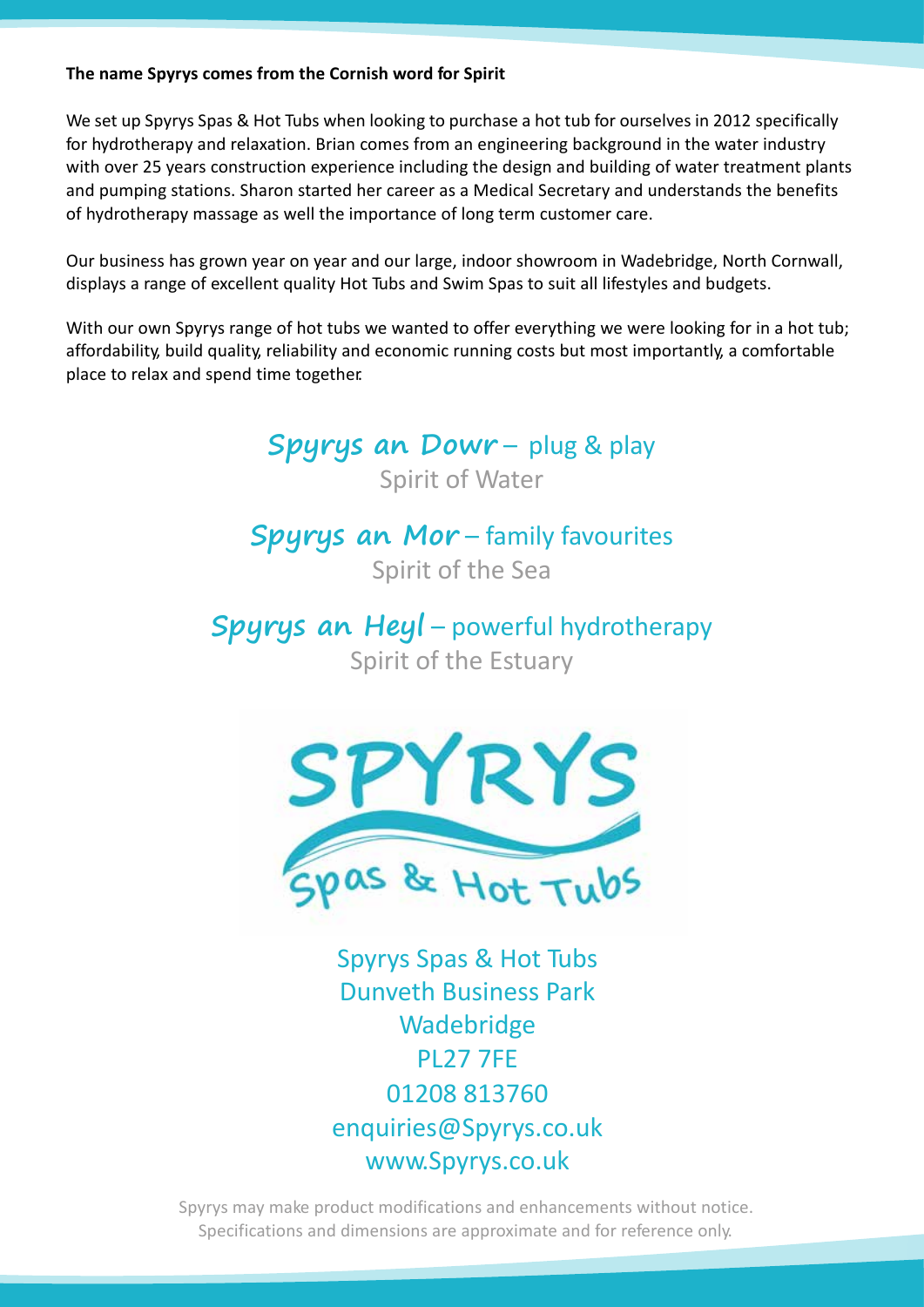**The name Spyrys comes from the Cornish word for Spirit**

We set up Spyrys Spas & Hot Tubs when looking to purchase a hot tub for ourselves in 2012 specifically for hydrotherapy and relaxation. Brian comes from an engineering background in the water industry with over 25 years construction experience including the design and building of water treatment plants and pumping stations. Sharon started her career as a Medical Secretary and understands the benefits of hydrotherapy massage as well the importance of long term customer care.

Our business has grown year on year and our large, indoor showroom in Wadebridge, North Cornwall, displays a range of excellent quality Hot Tubs and Swim Spas to suit all lifestyles and budgets.

With our own Spyrys range of hot tubs we wanted to offer everything we were looking for in a hot tub; affordability, build quality, reliability and economic running costs but most importantly, a comfortable place to relax and spend time together.

**Spyrys an Dowr** – plug & play
Spirit of Water

**Spyrys an Mor** – family favourites
Spirit of the Sea

**Spyrys an Heyl** – powerful hydrotherapy
Spirit of the Estuary

SPYRYS
Spas & Hot Tubs

Spyrys Spas & Hot Tubs
Dunveth Business Park
Wadebridge
PL27 7FE
01208 813760
enquiries@Spyrys.co.uk
www.Spyrys.co.uk

Spyrys may make product modifications and enhancements without notice.
Specifications and dimensions are approximate and for reference only.